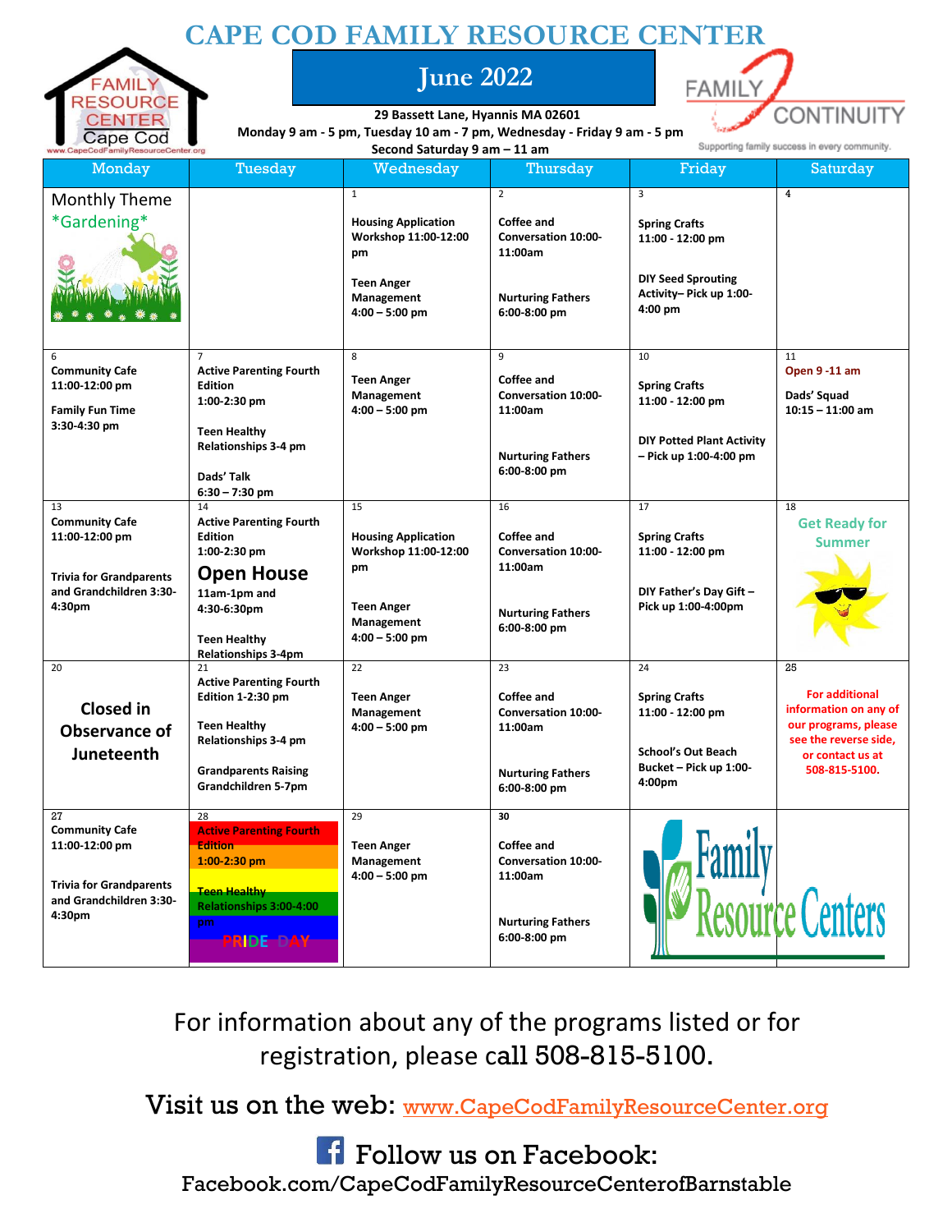# CAPE COD FAMILY RESOURCE CENTER

## June 2022

**29 Bassett Lane, Hyannis MA 02601**
**Monday 9 am - 5 pm, Tuesday 10 am - 7 pm, Wednesday - Friday 9 am - 5 pm**
**Second Saturday 9 am – 11 am**

FAMILY CONTINUITY
Supporting family success in every community.

| Monday | Tuesday | Wednesday | Thursday | Friday | Saturday |
|---|---|---|---|---|---|
| Monthly Theme *Gardening* | | 1<br>**Housing Application Workshop 11:00-12:00 pm**<br><br>**Teen Anger Management 4:00 – 5:00 pm** | 2<br>**Coffee and Conversation 10:00-11:00am**<br><br>**Nurturing Fathers 6:00-8:00 pm** | 3<br>**Spring Crafts 11:00 - 12:00 pm**<br><br>**DIY Seed Sprouting Activity– Pick up 1:00-4:00 pm** | 4 |
| 6<br>**Community Cafe 11:00-12:00 pm**<br><br>**Family Fun Time 3:30-4:30 pm** | 7<br>**Active Parenting Fourth Edition 1:00-2:30 pm**<br><br>**Teen Healthy Relationships 3-4 pm**<br><br>**Dads' Talk 6:30 – 7:30 pm** | 8<br>**Teen Anger Management 4:00 – 5:00 pm** | 9<br>**Coffee and Conversation 10:00-11:00am**<br><br>**Nurturing Fathers 6:00-8:00 pm** | 10<br>**Spring Crafts 11:00 - 12:00 pm**<br><br>**DIY Potted Plant Activity – Pick up 1:00-4:00 pm** | 11<br>**Open 9 -11 am**<br><br>**Dads' Squad 10:15 – 11:00 am** |
| 13<br>**Community Cafe 11:00-12:00 pm**<br><br>**Trivia for Grandparents and Grandchildren 3:30-4:30pm** | 14<br>**Active Parenting Fourth Edition 1:00-2:30 pm**<br>**Open House**<br>**11am-1pm and 4:30-6:30pm**<br><br>**Teen Healthy Relationships 3-4pm** | 15<br>**Housing Application Workshop 11:00-12:00 pm**<br><br>**Teen Anger Management 4:00 – 5:00 pm** | 16<br>**Coffee and Conversation 10:00-11:00am**<br><br>**Nurturing Fathers 6:00-8:00 pm** | 17<br>**Spring Crafts 11:00 - 12:00 pm**<br><br>**DIY Father's Day Gift – Pick up 1:00-4:00pm** | 18<br>**Get Ready for Summer** |
| 20<br>**Closed in Observance of Juneteenth** | 21<br>**Active Parenting Fourth Edition 1-2:30 pm**<br><br>**Teen Healthy Relationships 3-4 pm**<br><br>**Grandparents Raising Grandchildren 5-7pm** | 22<br>**Teen Anger Management 4:00 – 5:00 pm** | 23<br>**Coffee and Conversation 10:00-11:00am**<br><br>**Nurturing Fathers 6:00-8:00 pm** | 24<br>**Spring Crafts 11:00 - 12:00 pm**<br><br>**School's Out Beach Bucket – Pick up 1:00-4:00pm** | 25<br>**For additional information on any of our programs, please see the reverse side, or contact us at 508-815-5100.** |
| 27<br>**Community Cafe 11:00-12:00 pm**<br><br>**Trivia for Grandparents and Grandchildren 3:30-4:30pm** | 28<br>**Active Parenting Fourth Edition 1:00-2:30 pm**<br><br>**Teen Healthy Relationships 3:00-4:00 pm**<br>**PRIDE DAY** | 29<br>**Teen Anger Management 4:00 – 5:00 pm** | 30<br>**Coffee and Conversation 10:00-11:00am**<br><br>**Nurturing Fathers 6:00-8:00 pm** | Family Resource Centers | |

For information about any of the programs listed or for registration, please call 508-815-5100.

Visit us on the web: www.CapeCodFamilyResourceCenter.org

Follow us on Facebook:
Facebook.com/CapeCodFamilyResourceCenterofBarnstable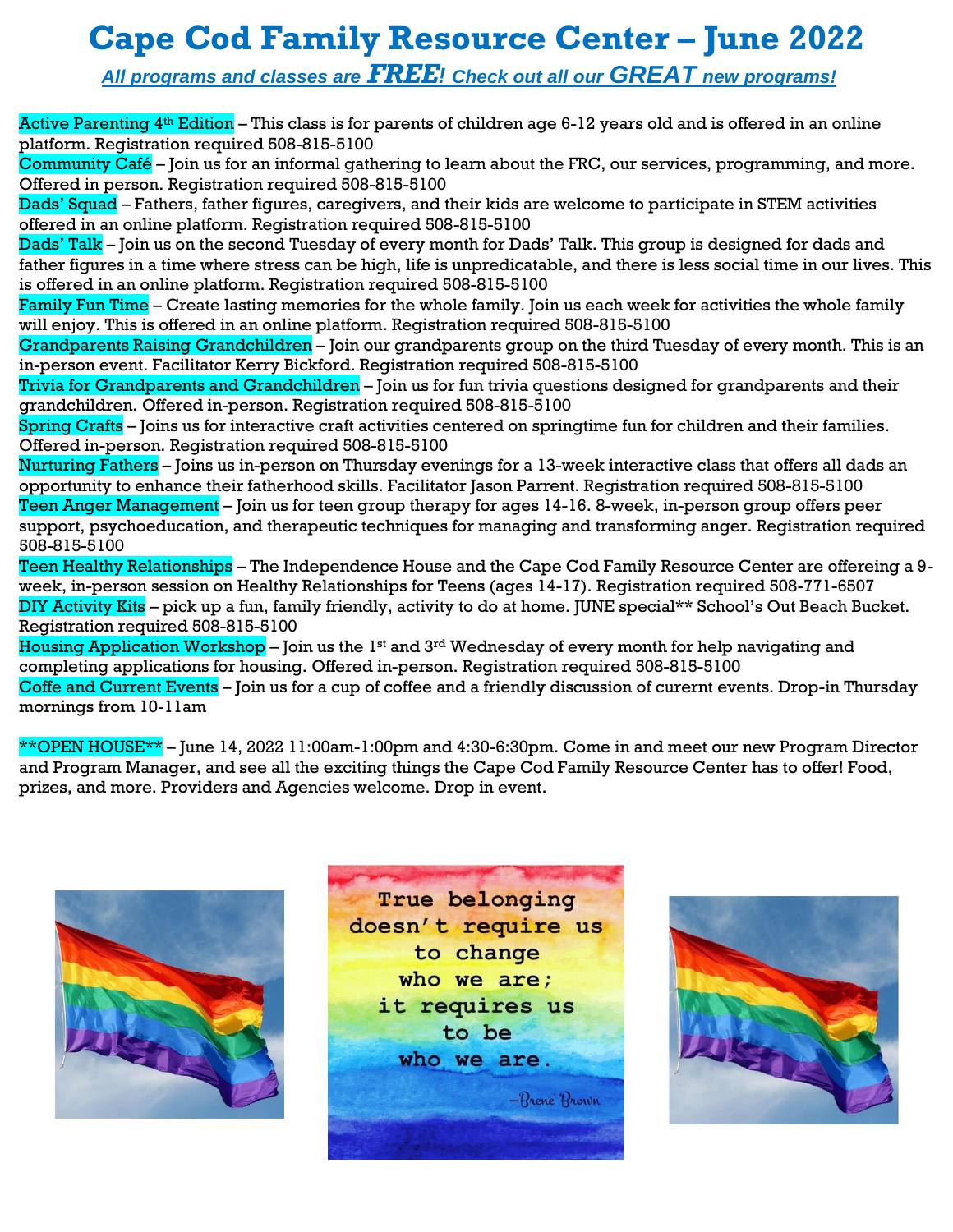# Cape Cod Family Resource Center – June 2022

***All programs and classes are FREE! Check out all our GREAT new programs!***

Active Parenting 4th Edition – This class is for parents of children age 6-12 years old and is offered in an online platform. Registration required 508-815-5100

Community Café – Join us for an informal gathering to learn about the FRC, our services, programming, and more. Offered in person. Registration required 508-815-5100

Dads' Squad – Fathers, father figures, caregivers, and their kids are welcome to participate in STEM activities offered in an online platform. Registration required 508-815-5100

Dads' Talk – Join us on the second Tuesday of every month for Dads' Talk. This group is designed for dads and father figures in a time where stress can be high, life is unpredicatable, and there is less social time in our lives. This is offered in an online platform. Registration required 508-815-5100

Family Fun Time – Create lasting memories for the whole family. Join us each week for activities the whole family will enjoy. This is offered in an online platform. Registration required 508-815-5100

Grandparents Raising Grandchildren – Join our grandparents group on the third Tuesday of every month. This is an in-person event. Facilitator Kerry Bickford. Registration required 508-815-5100

Trivia for Grandparents and Grandchildren – Join us for fun trivia questions designed for grandparents and their grandchildren. Offered in-person. Registration required 508-815-5100

Spring Crafts – Joins us for interactive craft activities centered on springtime fun for children and their families. Offered in-person. Registration required 508-815-5100

Nurturing Fathers – Joins us in-person on Thursday evenings for a 13-week interactive class that offers all dads an opportunity to enhance their fatherhood skills. Facilitator Jason Parrent. Registration required 508-815-5100

Teen Anger Management – Join us for teen group therapy for ages 14-16. 8-week, in-person group offers peer support, psychoeducation, and therapeutic techniques for managing and transforming anger. Registration required 508-815-5100

Teen Healthy Relationships – The Independence House and the Cape Cod Family Resource Center are offereing a 9-week, in-person session on Healthy Relationships for Teens (ages 14-17). Registration required 508-771-6507

DIY Activity Kits – pick up a fun, family friendly, activity to do at home. JUNE special** School's Out Beach Bucket. Registration required 508-815-5100

Housing Application Workshop – Join us the 1st and 3rd Wednesday of every month for help navigating and completing applications for housing. Offered in-person. Registration required 508-815-5100

Coffe and Current Events – Join us for a cup of coffee and a friendly discussion of curernt events. Drop-in Thursday mornings from 10-11am

**OPEN HOUSE** – June 14, 2022 11:00am-1:00pm and 4:30-6:30pm. Come in and meet our new Program Director and Program Manager, and see all the exciting things the Cape Cod Family Resource Center has to offer! Food, prizes, and more. Providers and Agencies welcome. Drop in event.

True belonging doesn't require us to change who we are; it requires us to be who we are.

–Brené Brown